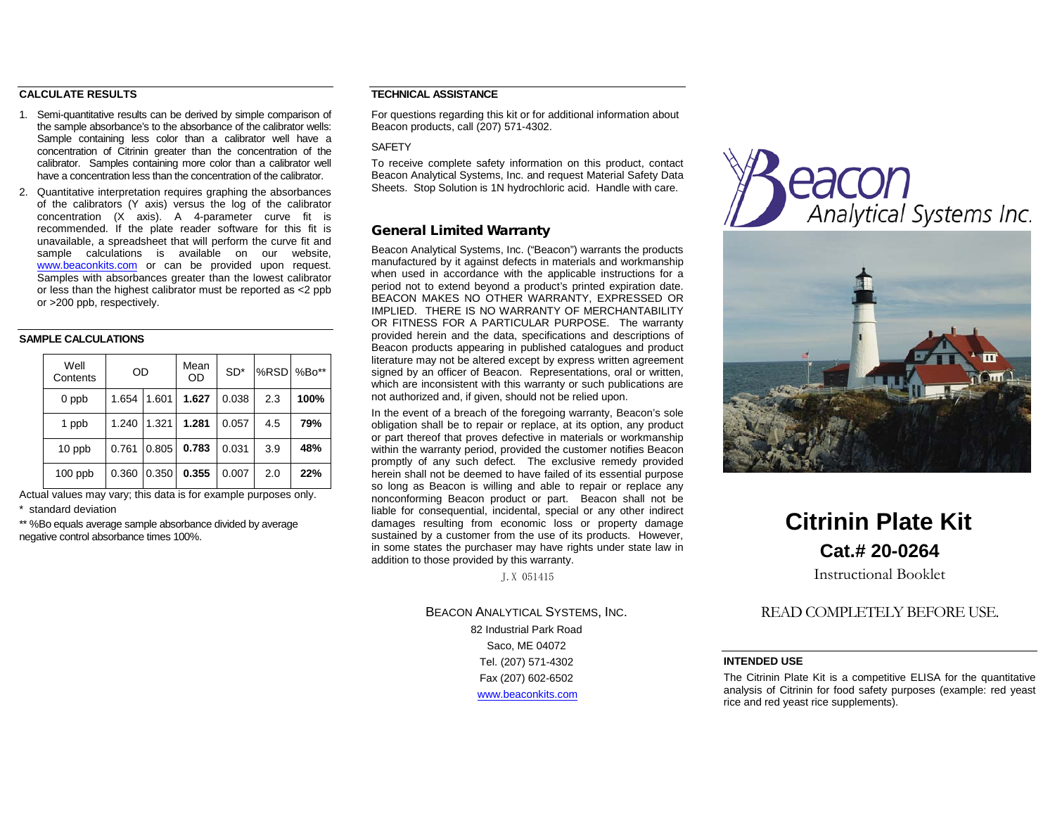## CALCULATE RESULTS

1. Semi-quantitative results can be derived by simple comparison of the sample absorbance's to the absorbance of the calibrator wells: Sample containing less color than a calibrator well have a concentration of Citrinin greater than the concentration of the calibrator. Samples containing more color than a calibrator well have a concentration less than the concentration of the calibrator.
2. Quantitative interpretation requires graphing the absorbances of the calibrators (Y axis) versus the log of the calibrator concentration (X axis). A 4-parameter curve fit is recommended. If the plate reader software for this fit is unavailable, a spreadsheet that will perform the curve fit and sample calculations is available on our website, www.beaconkits.com or can be provided upon request. Samples with absorbances greater than the lowest calibrator or less than the highest calibrator must be reported as <2 ppb or >200 ppb, respectively.

## SAMPLE CALCULATIONS

| Well Contents | OD | | Mean OD | SD* | %RSD | %Bo** |
|---|---|---|---|---|---|---|
| 0 ppb | 1.654 | 1.601 | **1.627** | 0.038 | 2.3 | **100%** |
| 1 ppb | 1.240 | 1.321 | **1.281** | 0.057 | 4.5 | **79%** |
| 10 ppb | 0.761 | 0.805 | **0.783** | 0.031 | 3.9 | **48%** |
| 100 ppb | 0.360 | 0.350 | **0.355** | 0.007 | 2.0 | **22%** |

Actual values may vary; this data is for example purposes only.

* standard deviation

** %Bo equals average sample absorbance divided by average negative control absorbance times 100%.

## TECHNICAL ASSISTANCE

For questions regarding this kit or for additional information about Beacon products, call (207) 571-4302.

SAFETY

To receive complete safety information on this product, contact Beacon Analytical Systems, Inc. and request Material Safety Data Sheets. Stop Solution is 1N hydrochloric acid. Handle with care.

## General Limited Warranty

Beacon Analytical Systems, Inc. ("Beacon") warrants the products manufactured by it against defects in materials and workmanship when used in accordance with the applicable instructions for a period not to extend beyond a product's printed expiration date. BEACON MAKES NO OTHER WARRANTY, EXPRESSED OR IMPLIED. THERE IS NO WARRANTY OF MERCHANTABILITY OR FITNESS FOR A PARTICULAR PURPOSE. The warranty provided herein and the data, specifications and descriptions of Beacon products appearing in published catalogues and product literature may not be altered except by express written agreement signed by an officer of Beacon. Representations, oral or written, which are inconsistent with this warranty or such publications are not authorized and, if given, should not be relied upon.

In the event of a breach of the foregoing warranty, Beacon's sole obligation shall be to repair or replace, at its option, any product or part thereof that proves defective in materials or workmanship within the warranty period, provided the customer notifies Beacon promptly of any such defect. The exclusive remedy provided herein shall not be deemed to have failed of its essential purpose so long as Beacon is willing and able to repair or replace any nonconforming Beacon product or part. Beacon shall not be liable for consequential, incidental, special or any other indirect damages resulting from economic loss or property damage sustained by a customer from the use of its products. However, in some states the purchaser may have rights under state law in addition to those provided by this warranty.

J.X 051415

BEACON ANALYTICAL SYSTEMS, INC.
82 Industrial Park Road
Saco, ME 04072
Tel. (207) 571-4302
Fax (207) 602-6502
www.beaconkits.com

Beacon Analytical Systems Inc.

# Citrinin Plate Kit

## Cat.# 20-0264

Instructional Booklet

READ COMPLETELY BEFORE USE.

## INTENDED USE

The Citrinin Plate Kit is a competitive ELISA for the quantitative analysis of Citrinin for food safety purposes (example: red yeast rice and red yeast rice supplements).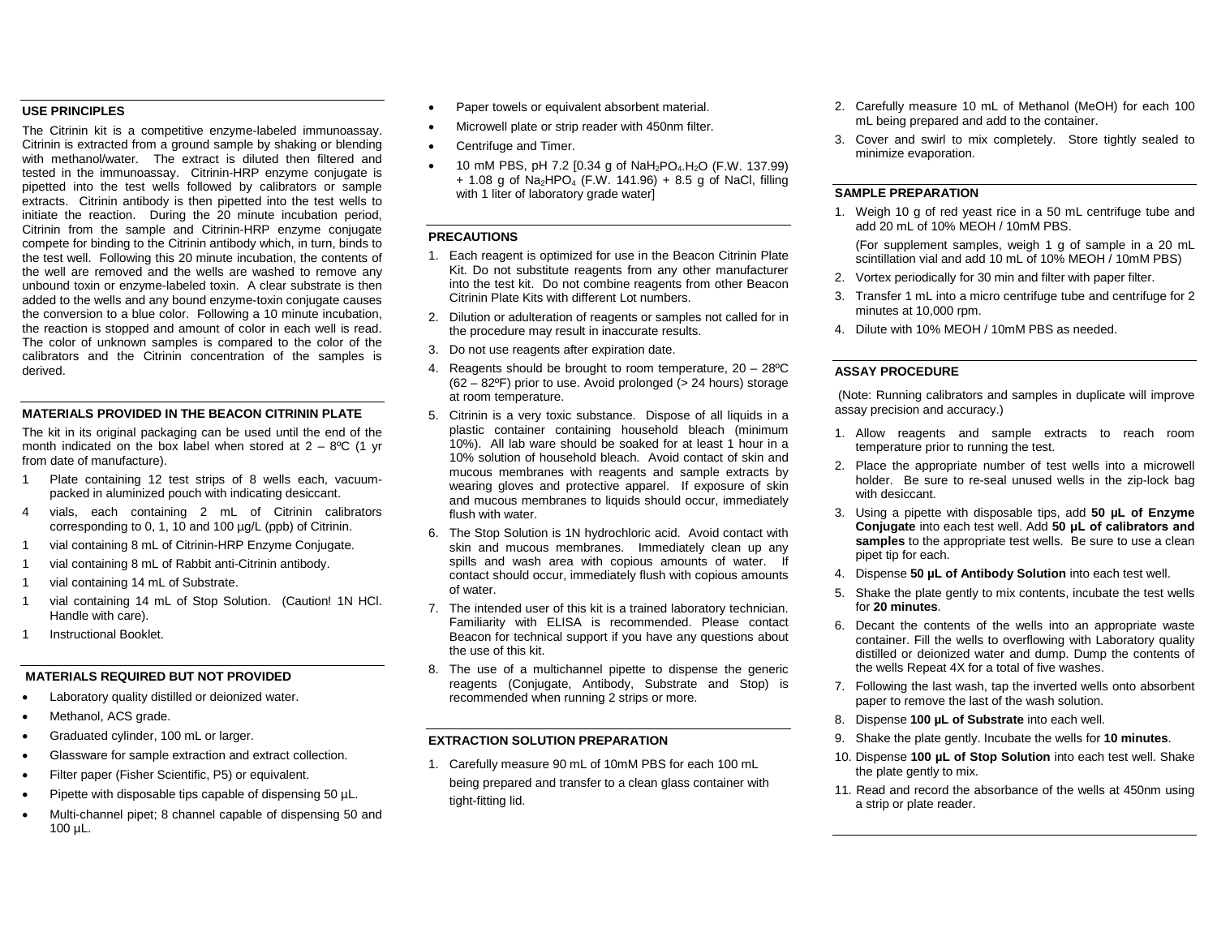## USE PRINCIPLES

The Citrinin kit is a competitive enzyme-labeled immunoassay. Citrinin is extracted from a ground sample by shaking or blending with methanol/water. The extract is diluted then filtered and tested in the immunoassay. Citrinin-HRP enzyme conjugate is pipetted into the test wells followed by calibrators or sample extracts. Citrinin antibody is then pipetted into the test wells to initiate the reaction. During the 20 minute incubation period, Citrinin from the sample and Citrinin-HRP enzyme conjugate compete for binding to the Citrinin antibody which, in turn, binds to the test well. Following this 20 minute incubation, the contents of the well are removed and the wells are washed to remove any unbound toxin or enzyme-labeled toxin. A clear substrate is then added to the wells and any bound enzyme-toxin conjugate causes the conversion to a blue color. Following a 10 minute incubation, the reaction is stopped and amount of color in each well is read. The color of unknown samples is compared to the color of the calibrators and the Citrinin concentration of the samples is derived.

## MATERIALS PROVIDED IN THE BEACON CITRININ PLATE

The kit in its original packaging can be used until the end of the month indicated on the box label when stored at 2 – 8ºC (1 yr from date of manufacture).

1 Plate containing 12 test strips of 8 wells each, vacuum-packed in aluminized pouch with indicating desiccant.

4 vials, each containing 2 mL of Citrinin calibrators corresponding to 0, 1, 10 and 100 µg/L (ppb) of Citrinin.

1 vial containing 8 mL of Citrinin-HRP Enzyme Conjugate.

1 vial containing 8 mL of Rabbit anti-Citrinin antibody.

1 vial containing 14 mL of Substrate.

1 vial containing 14 mL of Stop Solution. (Caution! 1N HCl. Handle with care).

1 Instructional Booklet.

## MATERIALS REQUIRED BUT NOT PROVIDED

- Laboratory quality distilled or deionized water.
- Methanol, ACS grade.
- Graduated cylinder, 100 mL or larger.
- Glassware for sample extraction and extract collection.
- Filter paper (Fisher Scientific, P5) or equivalent.
- Pipette with disposable tips capable of dispensing 50 µL.
- Multi-channel pipet; 8 channel capable of dispensing 50 and 100 µL.
- Paper towels or equivalent absorbent material.
- Microwell plate or strip reader with 450nm filter.
- Centrifuge and Timer.
- 10 mM PBS, pH 7.2 [0.34 g of $NaH_2PO_4.H_2O$ (F.W. 137.99) + 1.08 g of $Na_2HPO_4$ (F.W. 141.96) + 8.5 g of NaCl, filling with 1 liter of laboratory grade water]

## PRECAUTIONS

1. Each reagent is optimized for use in the Beacon Citrinin Plate Kit. Do not substitute reagents from any other manufacturer into the test kit. Do not combine reagents from other Beacon Citrinin Plate Kits with different Lot numbers.
2. Dilution or adulteration of reagents or samples not called for in the procedure may result in inaccurate results.
3. Do not use reagents after expiration date.
4. Reagents should be brought to room temperature, 20 – 28ºC (62 – 82ºF) prior to use. Avoid prolonged (> 24 hours) storage at room temperature.
5. Citrinin is a very toxic substance. Dispose of all liquids in a plastic container containing household bleach (minimum 10%). All lab ware should be soaked for at least 1 hour in a 10% solution of household bleach. Avoid contact of skin and mucous membranes with reagents and sample extracts by wearing gloves and protective apparel. If exposure of skin and mucous membranes to liquids should occur, immediately flush with water.
6. The Stop Solution is 1N hydrochloric acid. Avoid contact with skin and mucous membranes. Immediately clean up any spills and wash area with copious amounts of water. If contact should occur, immediately flush with copious amounts of water.
7. The intended user of this kit is a trained laboratory technician. Familiarity with ELISA is recommended. Please contact Beacon for technical support if you have any questions about the use of this kit.
8. The use of a multichannel pipette to dispense the generic reagents (Conjugate, Antibody, Substrate and Stop) is recommended when running 2 strips or more.

## EXTRACTION SOLUTION PREPARATION

1. Carefully measure 90 mL of 10mM PBS for each 100 mL being prepared and transfer to a clean glass container with tight-fitting lid.
2. Carefully measure 10 mL of Methanol (MeOH) for each 100 mL being prepared and add to the container.
3. Cover and swirl to mix completely. Store tightly sealed to minimize evaporation.

## SAMPLE PREPARATION

1. Weigh 10 g of red yeast rice in a 50 mL centrifuge tube and add 20 mL of 10% MEOH / 10mM PBS.

   (For supplement samples, weigh 1 g of sample in a 20 mL scintillation vial and add 10 mL of 10% MEOH / 10mM PBS)
2. Vortex periodically for 30 min and filter with paper filter.
3. Transfer 1 mL into a micro centrifuge tube and centrifuge for 2 minutes at 10,000 rpm.
4. Dilute with 10% MEOH / 10mM PBS as needed.

## ASSAY PROCEDURE

(Note: Running calibrators and samples in duplicate will improve assay precision and accuracy.)

1. Allow reagents and sample extracts to reach room temperature prior to running the test.
2. Place the appropriate number of test wells into a microwell holder. Be sure to re-seal unused wells in the zip-lock bag with desiccant.
3. Using a pipette with disposable tips, add **50 µL of Enzyme Conjugate** into each test well. Add **50 µL of calibrators and samples** to the appropriate test wells. Be sure to use a clean pipet tip for each.
4. Dispense **50 µL of Antibody Solution** into each test well.
5. Shake the plate gently to mix contents, incubate the test wells for **20 minutes**.
6. Decant the contents of the wells into an appropriate waste container. Fill the wells to overflowing with Laboratory quality distilled or deionized water and dump. Dump the contents of the wells Repeat 4X for a total of five washes.
7. Following the last wash, tap the inverted wells onto absorbent paper to remove the last of the wash solution.
8. Dispense **100 µL of Substrate** into each well.
9. Shake the plate gently. Incubate the wells for **10 minutes**.
10. Dispense **100 µL of Stop Solution** into each test well. Shake the plate gently to mix.
11. Read and record the absorbance of the wells at 450nm using a strip or plate reader.